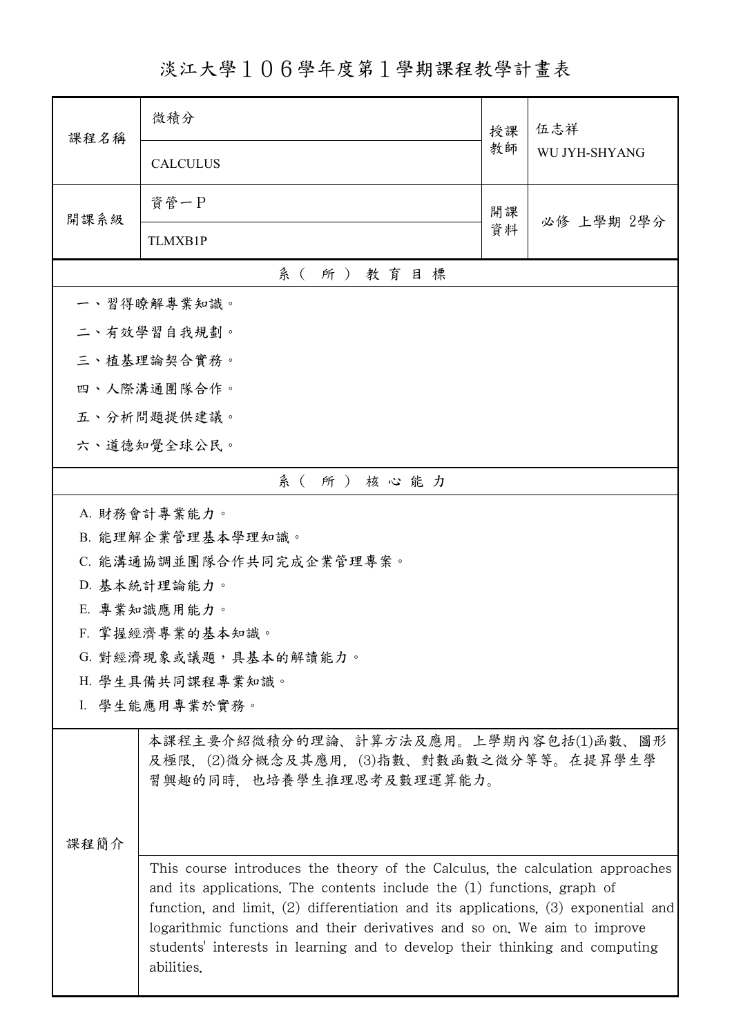# 淡江大學１０６學年度第１學期課程教學計畫表

| 課程名稱 | 微積分<br>CALCULUS | 授課教師 | 伍志祥<br>WU JYH-SHYANG |
|---|---|---|---|
| 開課系級 | 資管一P<br>TLMXB1P | 開課資料 | 必修 上學期 2學分 |

## 系（所）教育目標

一、習得瞭解專業知識。

二、有效學習自我規劃。

三、植基理論契合實務。

四、人際溝通團隊合作。

五、分析問題提供建議。

六、道德知覺全球公民。

## 系（所）核心能力

A. 財務會計專業能力。

B. 能理解企業管理基本學理知識。

C. 能溝通協調並團隊合作共同完成企業管理專案。

D. 基本統計理論能力。

E. 專業知識應用能力。

F. 掌握經濟專業的基本知識。

G. 對經濟現象或議題，具基本的解讀能力。

H. 學生具備共同課程專業知識。

I. 學生能應用專業於實務。

## 課程簡介

本課程主要介紹微積分的理論、計算方法及應用。上學期內容包括(1)函數、圖形及極限, (2)微分概念及其應用, (3)指數、對數函數之微分等等。在提昇學生學習興趣的同時, 也培養學生推理思考及數理運算能力。

This course introduces the theory of the Calculus, the calculation approaches and its applications. The contents include the (1) functions, graph of function, and limit, (2) differentiation and its applications, (3) exponential and logarithmic functions and their derivatives and so on. We aim to improve students' interests in learning and to develop their thinking and computing abilities.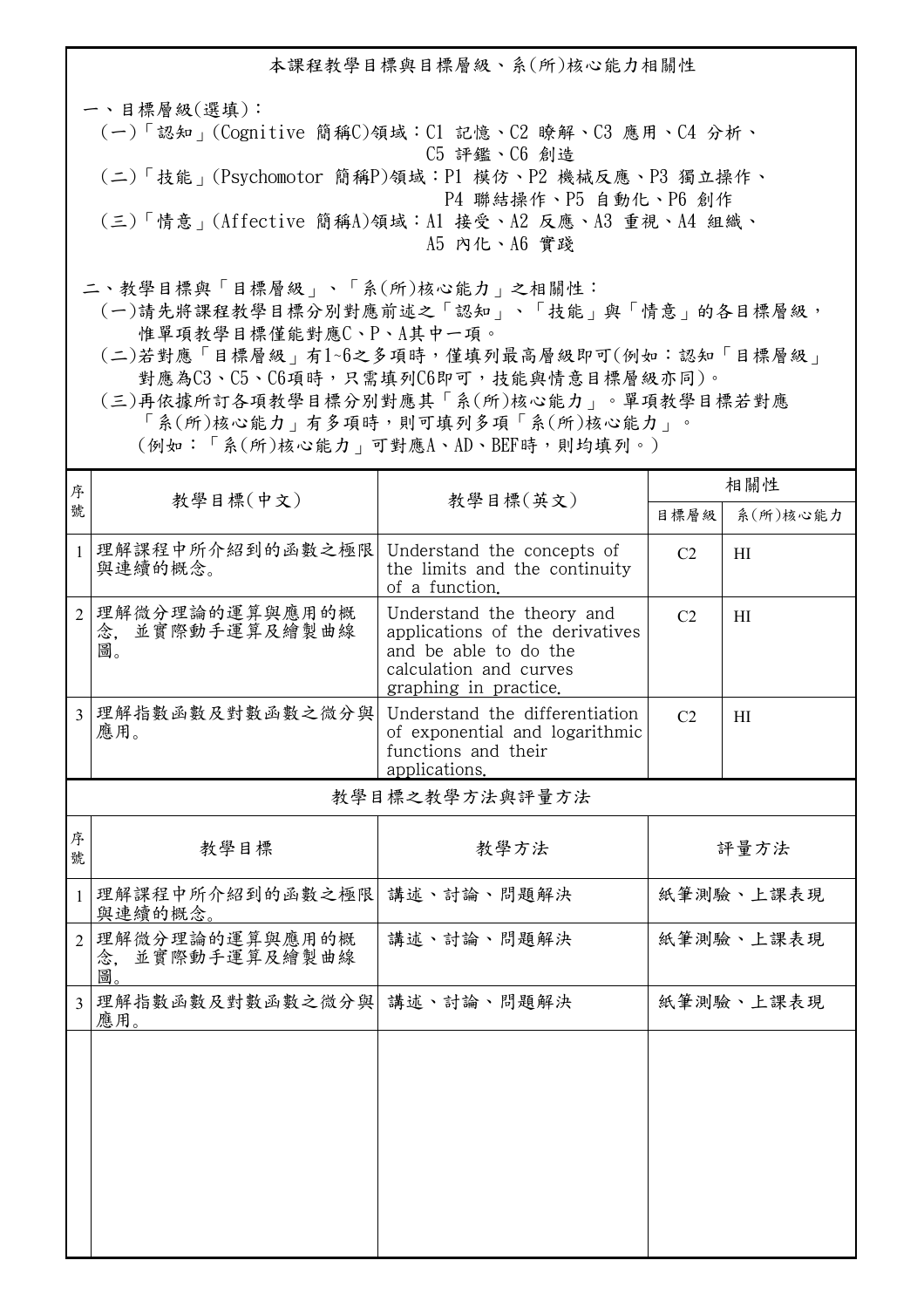## 本課程教學目標與目標層級、系(所)核心能力相關性

一、目標層級(選填)：

(一)「認知」(Cognitive 簡稱C)領域：C1 記憶、C2 瞭解、C3 應用、C4 分析、C5 評鑑、C6 創造

(二)「技能」(Psychomotor 簡稱P)領域：P1 模仿、P2 機械反應、P3 獨立操作、P4 聯結操作、P5 自動化、P6 創作

(三)「情意」(Affective 簡稱A)領域：A1 接受、A2 反應、A3 重視、A4 組織、A5 內化、A6 實踐

二、教學目標與「目標層級」、「系(所)核心能力」之相關性：

(一)請先將課程教學目標分別對應前述之「認知」、「技能」與「情意」的各目標層級，惟單項教學目標僅能對應C、P、A其中一項。

(二)若對應「目標層級」有1~6之多項時，僅填列最高層級即可(例如：認知「目標層級」對應為C3、C5、C6項時，只需填列C6即可，技能與情意目標層級亦同)。

(三)再依據所訂各項教學目標分別對應其「系(所)核心能力」。單項教學目標若對應「系(所)核心能力」有多項時，則可填列多項「系(所)核心能力」。(例如：「系(所)核心能力」可對應A、AD、BEF時，則均填列。)

| 序號 | 教學目標(中文) | 教學目標(英文) | 相關性 | |
|---|---|---|---|---|
| | | | 目標層級 | 系(所)核心能力 |
| 1 | 理解課程中所介紹到的函數之極限與連續的概念。 | Understand the concepts of the limits and the continuity of a function. | C2 | HI |
| 2 | 理解微分理論的運算與應用的概念，並實際動手運算及繪製曲線圖。 | Understand the theory and applications of the derivatives and be able to do the calculation and curves graphing in practice. | C2 | HI |
| 3 | 理解指數函數及對數函數之微分與應用。 | Understand the differentiation of exponential and logarithmic functions and their applications. | C2 | HI |

## 教學目標之教學方法與評量方法

| 序號 | 教學目標 | 教學方法 | 評量方法 |
|---|---|---|---|
| 1 | 理解課程中所介紹到的函數之極限與連續的概念。 | 講述、討論、問題解決 | 紙筆測驗、上課表現 |
| 2 | 理解微分理論的運算與應用的概念，並實際動手運算及繪製曲線圖。 | 講述、討論、問題解決 | 紙筆測驗、上課表現 |
| 3 | 理解指數函數及對數函數之微分與應用。 | 講述、討論、問題解決 | 紙筆測驗、上課表現 |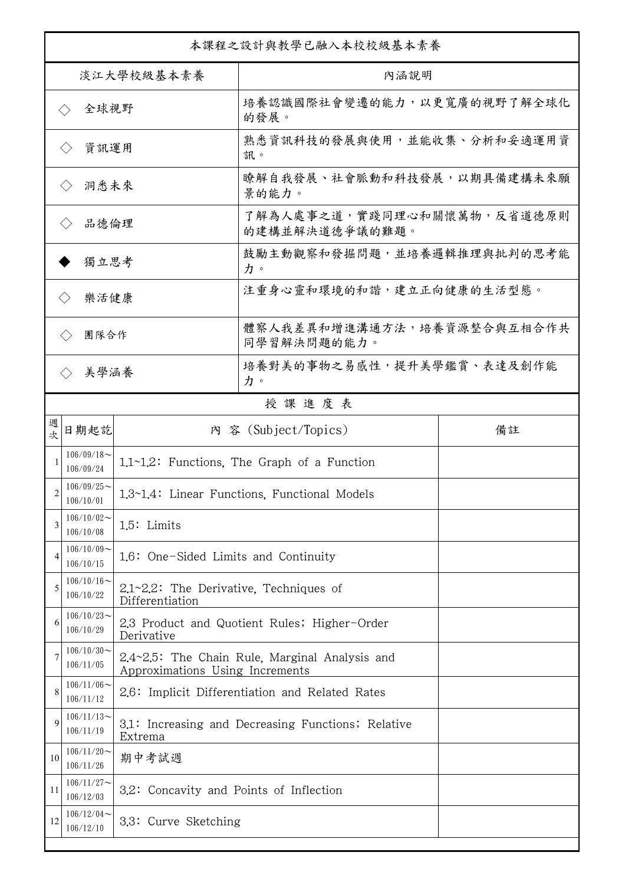本課程之設計與教學已融入本校校級基本素養

| 淡江大學校級基本素養 | 內涵說明 |
| --- | --- |
| ◇ 全球視野 | 培養認識國際社會變遷的能力，以更寬廣的視野了解全球化的發展。 |
| ◇ 資訊運用 | 熟悉資訊科技的發展與使用，並能收集、分析和妥適運用資訊。 |
| ◇ 洞悉未來 | 瞭解自我發展、社會脈動和科技發展，以期具備建構未來願景的能力。 |
| ◇ 品德倫理 | 了解為人處事之道，實踐同理心和關懷萬物，反省道德原則的建構並解決道德爭議的難題。 |
| ◆ 獨立思考 | 鼓勵主動觀察和發掘問題，並培養邏輯推理與批判的思考能力。 |
| ◇ 樂活健康 | 注重身心靈和環境的和諧，建立正向健康的生活型態。 |
| ◇ 團隊合作 | 體察人我差異和增進溝通方法，培養資源整合與互相合作共同學習解決問題的能力。 |
| ◇ 美學涵養 | 培養對美的事物之易感性，提升美學鑑賞、表達及創作能力。 |

授 課 進 度 表

| 週次 | 日期起訖 | 內 容 (Subject/Topics) | 備註 |
| --- | --- | --- | --- |
| 1 | 106/09/18～106/09/24 | 1.1~1.2: Functions, The Graph of a Function | |
| 2 | 106/09/25～106/10/01 | 1.3~1.4: Linear Functions, Functional Models | |
| 3 | 106/10/02～106/10/08 | 1.5: Limits | |
| 4 | 106/10/09～106/10/15 | 1.6: One-Sided Limits and Continuity | |
| 5 | 106/10/16～106/10/22 | 2.1~2.2: The Derivative, Techniques of Differentiation | |
| 6 | 106/10/23～106/10/29 | 2.3 Product and Quotient Rules; Higher-Order Derivative | |
| 7 | 106/10/30～106/11/05 | 2.4~2.5: The Chain Rule, Marginal Analysis and Approximations Using Increments | |
| 8 | 106/11/06～106/11/12 | 2.6: Implicit Differentiation and Related Rates | |
| 9 | 106/11/13～106/11/19 | 3.1: Increasing and Decreasing Functions; Relative Extrema | |
| 10 | 106/11/20～106/11/26 | 期中考試週 | |
| 11 | 106/11/27～106/12/03 | 3.2: Concavity and Points of Inflection | |
| 12 | 106/12/04～106/12/10 | 3.3: Curve Sketching | |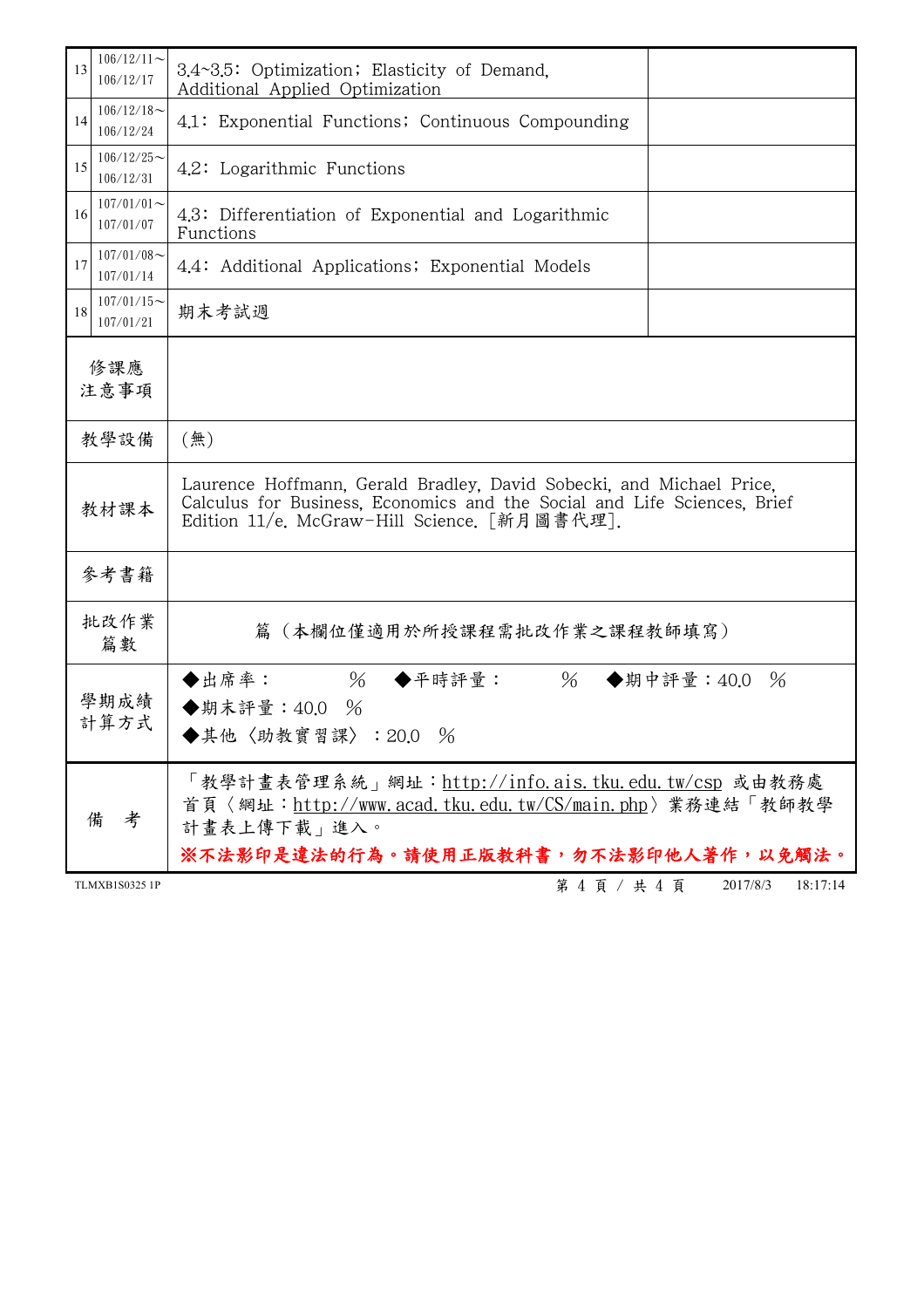| | | | |
|---|---|---|---|
| 13 | 106/12/11～<br>106/12/17 | 3.4~3.5：Optimization；Elasticity of Demand, Additional Applied Optimization | |
| 14 | 106/12/18～<br>106/12/24 | 4.1：Exponential Functions；Continuous Compounding | |
| 15 | 106/12/25～<br>106/12/31 | 4.2：Logarithmic Functions | |
| 16 | 107/01/01～<br>107/01/07 | 4.3：Differentiation of Exponential and Logarithmic Functions | |
| 17 | 107/01/08～<br>107/01/14 | 4.4：Additional Applications；Exponential Models | |
| 18 | 107/01/15～<br>107/01/21 | 期末考試週 | |

| | |
|---|---|
| 修課應注意事項 | |
| 教學設備 | （無） |
| 教材課本 | Laurence Hoffmann, Gerald Bradley, David Sobecki, and Michael Price, Calculus for Business, Economics and the Social and Life Sciences, Brief Edition 11/e. McGraw-Hill Science. [新月圖書代理]. |
| 參考書籍 | |
| 批改作業篇數 | 篇（本欄位僅適用於所授課程需批改作業之課程教師填寫） |
| 學期成績計算方式 | ◆出席率：　　％　◆平時評量：　　％　◆期中評量：40.0 ％<br>◆期末評量：40.0 ％<br>◆其他〈助教實習課〉：20.0 ％ |
| 備　考 | 「教學計畫表管理系統」網址：http://info.ais.tku.edu.tw/csp 或由教務處首頁〈網址：http://www.acad.tku.edu.tw/CS/main.php〉業務連結「教師教學計畫表上傳下載」進入。<br>**※不法影印是違法的行為。請使用正版教科書，勿不法影印他人著作，以免觸法。** |

TLMXB1S0325 1P　　2017/8/3　18:17:14